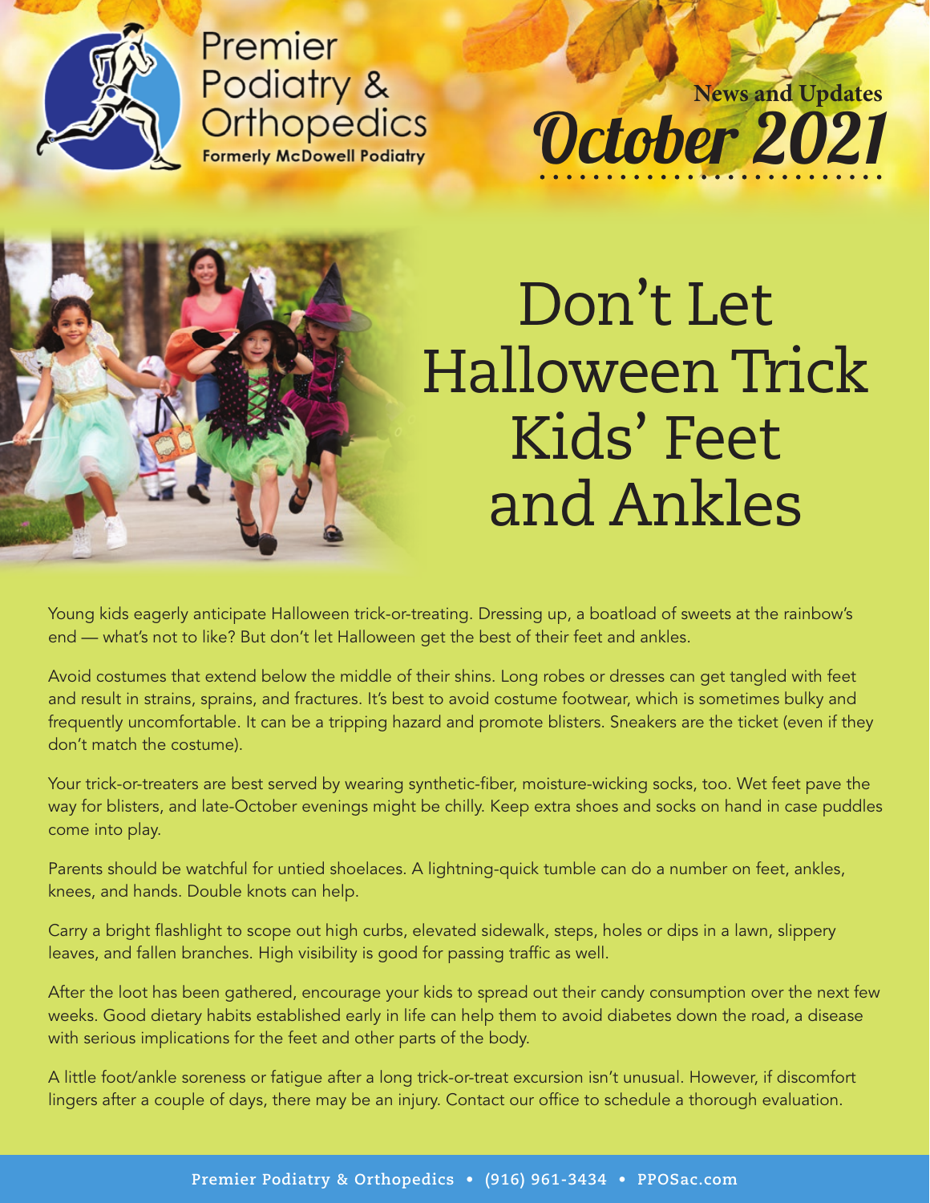Premier Podiatry & Orthopedics

Formerly McDowell Podiatry

News and Updates

October 2021

# Don't Let Halloween Trick Kids' Feet and Ankles

Young kids eagerly anticipate Halloween trick-or-treating. Dressing up, a boatload of sweets at the rainbow's end — what's not to like? But don't let Halloween get the best of their feet and ankles.

Avoid costumes that extend below the middle of their shins. Long robes or dresses can get tangled with feet and result in strains, sprains, and fractures. It's best to avoid costume footwear, which is sometimes bulky and frequently uncomfortable. It can be a tripping hazard and promote blisters. Sneakers are the ticket (even if they don't match the costume).

Your trick-or-treaters are best served by wearing synthetic-fiber, moisture-wicking socks, too. Wet feet pave the way for blisters, and late-October evenings might be chilly. Keep extra shoes and socks on hand in case puddles come into play.

Parents should be watchful for untied shoelaces. A lightning-quick tumble can do a number on feet, ankles, knees, and hands. Double knots can help.

Carry a bright flashlight to scope out high curbs, elevated sidewalk, steps, holes or dips in a lawn, slippery leaves, and fallen branches. High visibility is good for passing traffic as well.

After the loot has been gathered, encourage your kids to spread out their candy consumption over the next few weeks. Good dietary habits established early in life can help them to avoid diabetes down the road, a disease with serious implications for the feet and other parts of the body.

A little foot/ankle soreness or fatigue after a long trick-or-treat excursion isn't unusual. However, if discomfort lingers after a couple of days, there may be an injury. Contact our office to schedule a thorough evaluation.

Premier Podiatry & Orthopedics • (916) 961-3434 • PPOSac.com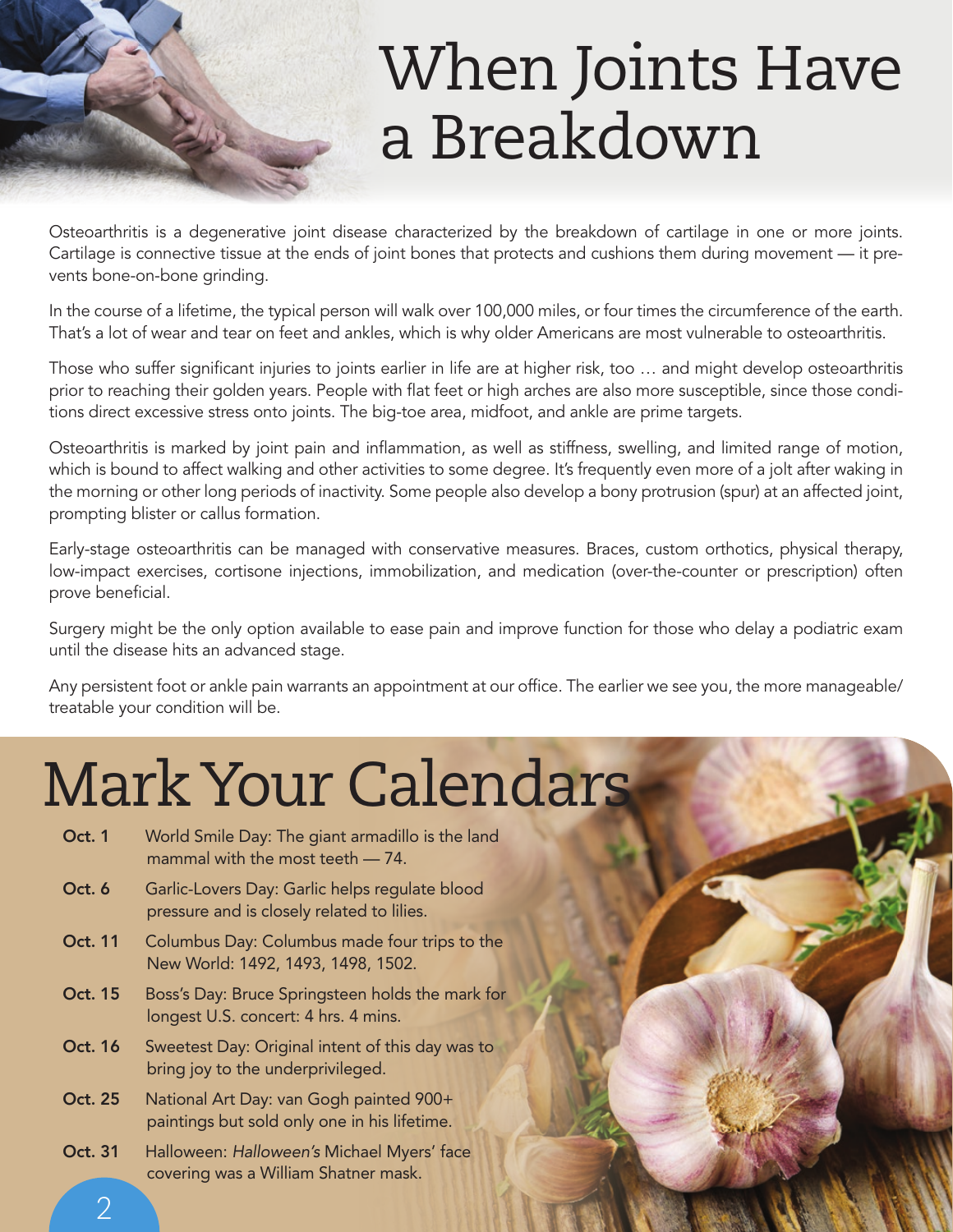# When Joints Have a Breakdown

Osteoarthritis is a degenerative joint disease characterized by the breakdown of cartilage in one or more joints. Cartilage is connective tissue at the ends of joint bones that protects and cushions them during movement — it prevents bone-on-bone grinding.

In the course of a lifetime, the typical person will walk over 100,000 miles, or four times the circumference of the earth. That's a lot of wear and tear on feet and ankles, which is why older Americans are most vulnerable to osteoarthritis.

Those who suffer significant injuries to joints earlier in life are at higher risk, too … and might develop osteoarthritis prior to reaching their golden years. People with flat feet or high arches are also more susceptible, since those conditions direct excessive stress onto joints. The big-toe area, midfoot, and ankle are prime targets.

Osteoarthritis is marked by joint pain and inflammation, as well as stiffness, swelling, and limited range of motion, which is bound to affect walking and other activities to some degree. It's frequently even more of a jolt after waking in the morning or other long periods of inactivity. Some people also develop a bony protrusion (spur) at an affected joint, prompting blister or callus formation.

Early-stage osteoarthritis can be managed with conservative measures. Braces, custom orthotics, physical therapy, low-impact exercises, cortisone injections, immobilization, and medication (over-the-counter or prescription) often prove beneficial.

Surgery might be the only option available to ease pain and improve function for those who delay a podiatric exam until the disease hits an advanced stage.

Any persistent foot or ankle pain warrants an appointment at our office. The earlier we see you, the more manageable/treatable your condition will be.

# Mark Your Calendars

**Oct. 1** World Smile Day: The giant armadillo is the land mammal with the most teeth — 74.

**Oct. 6** Garlic-Lovers Day: Garlic helps regulate blood pressure and is closely related to lilies.

**Oct. 11** Columbus Day: Columbus made four trips to the New World: 1492, 1493, 1498, 1502.

**Oct. 15** Boss's Day: Bruce Springsteen holds the mark for longest U.S. concert: 4 hrs. 4 mins.

**Oct. 16** Sweetest Day: Original intent of this day was to bring joy to the underprivileged.

**Oct. 25** National Art Day: van Gogh painted 900+ paintings but sold only one in his lifetime.

**Oct. 31** Halloween: *Halloween's* Michael Myers' face covering was a William Shatner mask.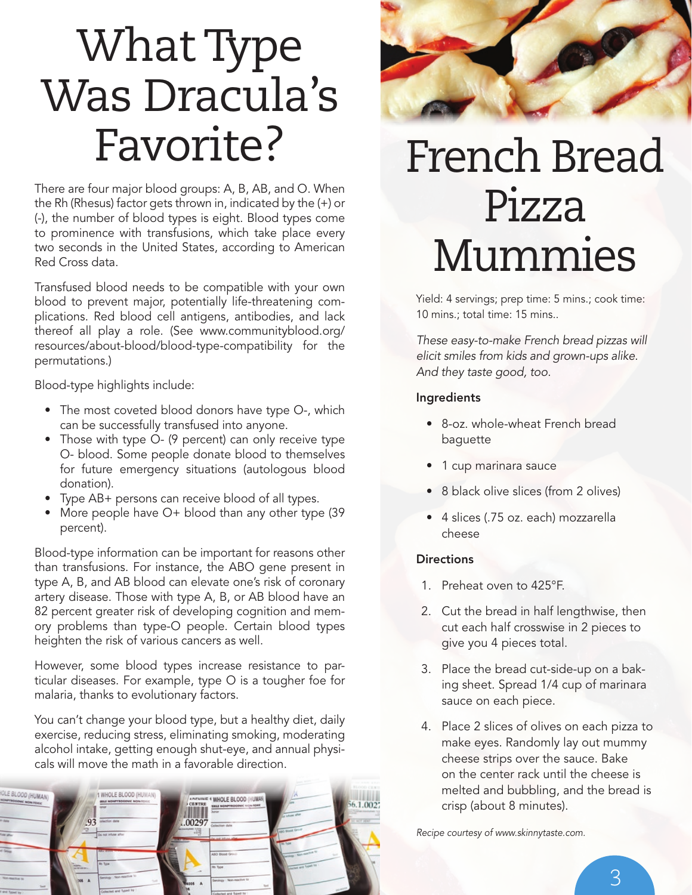# What Type Was Dracula's Favorite?

There are four major blood groups: A, B, AB, and O. When the Rh (Rhesus) factor gets thrown in, indicated by the (+) or (-), the number of blood types is eight. Blood types come to prominence with transfusions, which take place every two seconds in the United States, according to American Red Cross data.

Transfused blood needs to be compatible with your own blood to prevent major, potentially life-threatening complications. Red blood cell antigens, antibodies, and lack thereof all play a role. (See www.communityblood.org/resources/about-blood/blood-type-compatibility for the permutations.)

Blood-type highlights include:

- The most coveted blood donors have type O-, which can be successfully transfused into anyone.
- Those with type O- (9 percent) can only receive type O- blood. Some people donate blood to themselves for future emergency situations (autologous blood donation).
- Type AB+ persons can receive blood of all types.
- More people have O+ blood than any other type (39 percent).

Blood-type information can be important for reasons other than transfusions. For instance, the ABO gene present in type A, B, and AB blood can elevate one's risk of coronary artery disease. Those with type A, B, or AB blood have an 82 percent greater risk of developing cognition and memory problems than type-O people. Certain blood types heighten the risk of various cancers as well.

However, some blood types increase resistance to particular diseases. For example, type O is a tougher foe for malaria, thanks to evolutionary factors.

You can't change your blood type, but a healthy diet, daily exercise, reducing stress, eliminating smoking, moderating alcohol intake, getting enough shut-eye, and annual physicals will move the math in a favorable direction.

# French Bread Pizza Mummies

Yield: 4 servings; prep time: 5 mins.; cook time: 10 mins.; total time: 15 mins..

*These easy-to-make French bread pizzas will elicit smiles from kids and grown-ups alike. And they taste good, too.*

### Ingredients

- 8-oz. whole-wheat French bread baguette
- 1 cup marinara sauce
- 8 black olive slices (from 2 olives)
- 4 slices (.75 oz. each) mozzarella cheese

### Directions

1. Preheat oven to 425°F.
2. Cut the bread in half lengthwise, then cut each half crosswise in 2 pieces to give you 4 pieces total.
3. Place the bread cut-side-up on a baking sheet. Spread 1/4 cup of marinara sauce on each piece.
4. Place 2 slices of olives on each pizza to make eyes. Randomly lay out mummy cheese strips over the sauce. Bake on the center rack until the cheese is melted and bubbling, and the bread is crisp (about 8 minutes).

*Recipe courtesy of www.skinnytaste.com.*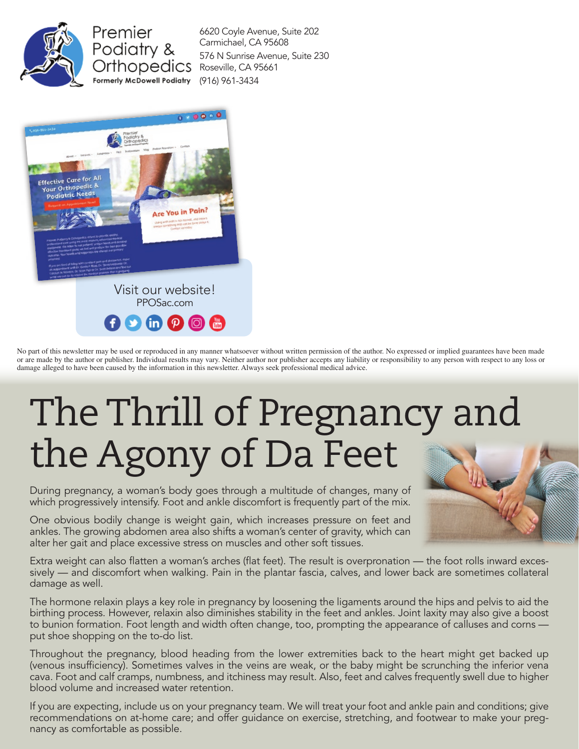Premier Podiatry & Orthopedics

Formerly McDowell Podiatry

6620 Coyle Avenue, Suite 202
Carmichael, CA 95608

576 N Sunrise Avenue, Suite 230
Roseville, CA 95661

(916) 961-3434

Visit our website!
PPOSac.com

No part of this newsletter may be used or reproduced in any manner whatsoever without written permission of the author. No expressed or implied guarantees have been made or are made by the author or publisher. Individual results may vary. Neither author nor publisher accepts any liability or responsibility to any person with respect to any loss or damage alleged to have been caused by the information in this newsletter. Always seek professional medical advice.

# The Thrill of Pregnancy and the Agony of Da Feet

During pregnancy, a woman's body goes through a multitude of changes, many of which progressively intensify. Foot and ankle discomfort is frequently part of the mix.

One obvious bodily change is weight gain, which increases pressure on feet and ankles. The growing abdomen area also shifts a woman's center of gravity, which can alter her gait and place excessive stress on muscles and other soft tissues.

Extra weight can also flatten a woman's arches (flat feet). The result is overpronation — the foot rolls inward excessively — and discomfort when walking. Pain in the plantar fascia, calves, and lower back are sometimes collateral damage as well.

The hormone relaxin plays a key role in pregnancy by loosening the ligaments around the hips and pelvis to aid the birthing process. However, relaxin also diminishes stability in the feet and ankles. Joint laxity may also give a boost to bunion formation. Foot length and width often change, too, prompting the appearance of calluses and corns — put shoe shopping on the to-do list.

Throughout the pregnancy, blood heading from the lower extremities back to the heart might get backed up (venous insufficiency). Sometimes valves in the veins are weak, or the baby might be scrunching the inferior vena cava. Foot and calf cramps, numbness, and itchiness may result. Also, feet and calves frequently swell due to higher blood volume and increased water retention.

If you are expecting, include us on your pregnancy team. We will treat your foot and ankle pain and conditions; give recommendations on at-home care; and offer guidance on exercise, stretching, and footwear to make your pregnancy as comfortable as possible.